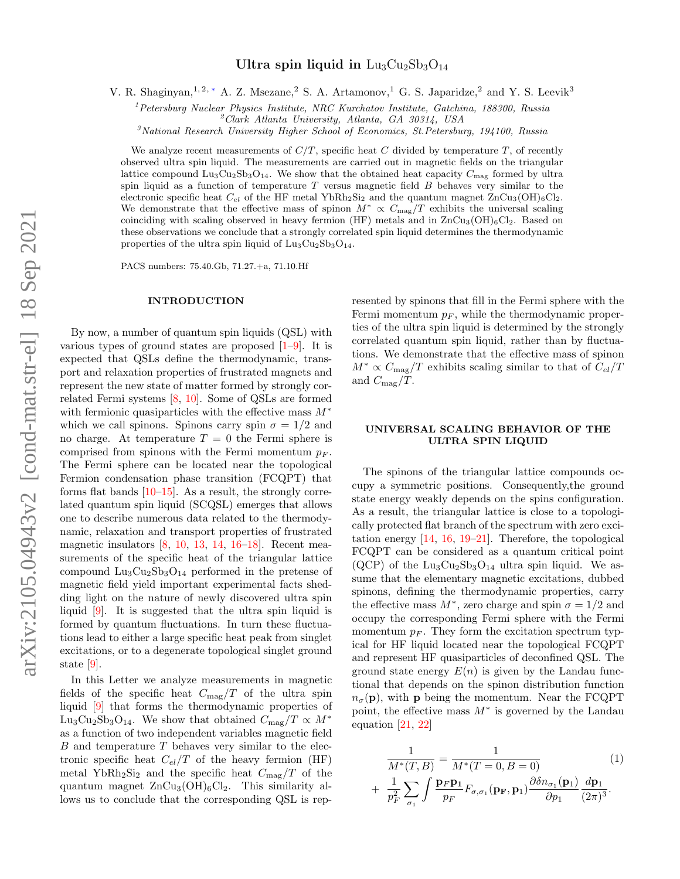# Ultra spin liquid in $Lu_3Cu_2Sb_3O_{14}$

V. R. Shaginyan,[1,2,*] A. Z. Msezane,[2] S. A. Artamonov,[1] G. S. Japaridze,[2] and Y. S. Leevik[3]

[1]*Petersburg Nuclear Physics Institute, NRC Kurchatov Institute, Gatchina, 188300, Russia*
[2]*Clark Atlanta University, Atlanta, GA 30314, USA*
[3]*National Research University Higher School of Economics, St.Petersburg, 194100, Russia*

We analyze recent measurements of $C/T$, specific heat $C$ divided by temperature $T$, of recently observed ultra spin liquid. The measurements are carried out in magnetic fields on the triangular lattice compound $Lu_3Cu_2Sb_3O_{14}$. We show that the obtained heat capacity $C_{\rm mag}$ formed by ultra spin liquid as a function of temperature $T$ versus magnetic field $B$ behaves very similar to the electronic specific heat $C_{el}$ of the HF metal $YbRh_2Si_2$ and the quantum magnet $ZnCu_3(OH)_6Cl_2$. We demonstrate that the effective mass of spinon $M^* \propto C_{\rm mag}/T$ exhibits the universal scaling coinciding with scaling observed in heavy fermion (HF) metals and in $ZnCu_3(OH)_6Cl_2$. Based on these observations we conclude that a strongly correlated spin liquid determines the thermodynamic properties of the ultra spin liquid of $Lu_3Cu_2Sb_3O_{14}$.

PACS numbers: 75.40.Gb, 71.27.+a, 71.10.Hf

## INTRODUCTION

By now, a number of quantum spin liquids (QSL) with various types of ground states are proposed [1–9]. It is expected that QSLs define the thermodynamic, transport and relaxation properties of frustrated magnets and represent the new state of matter formed by strongly correlated Fermi systems [8, 10]. Some of QSLs are formed with fermionic quasiparticles with the effective mass $M^*$ which we call spinons. Spinons carry spin $\sigma = 1/2$ and no charge. At temperature $T = 0$ the Fermi sphere is comprised from spinons with the Fermi momentum $p_F$. The Fermi sphere can be located near the topological Fermion condensation phase transition (FCQPT) that forms flat bands [10–15]. As a result, the strongly correlated quantum spin liquid (SCQSL) emerges that allows one to describe numerous data related to the thermodynamic, relaxation and transport properties of frustrated magnetic insulators [8, 10, 13, 14, 16–18]. Recent measurements of the specific heat of the triangular lattice compound $Lu_3Cu_2Sb_3O_{14}$ performed in the pretense of magnetic field yield important experimental facts shedding light on the nature of newly discovered ultra spin liquid [9]. It is suggested that the ultra spin liquid is formed by quantum fluctuations. In turn these fluctuations lead to either a large specific heat peak from singlet excitations, or to a degenerate topological singlet ground state [9].

In this Letter we analyze measurements in magnetic fields of the specific heat $C_{\rm mag}/T$ of the ultra spin liquid [9] that forms the thermodynamic properties of $Lu_3Cu_2Sb_3O_{14}$. We show that obtained $C_{\rm mag}/T \propto M^*$ as a function of two independent variables magnetic field $B$ and temperature $T$ behaves very similar to the electronic specific heat $C_{el}/T$ of the heavy fermion (HF) metal $YbRh_2Si_2$ and the specific heat $C_{\rm mag}/T$ of the quantum magnet $ZnCu_3(OH)_6Cl_2$. This similarity allows us to conclude that the corresponding QSL is represented by spinons that fill in the Fermi sphere with the Fermi momentum $p_F$, while the thermodynamic properties of the ultra spin liquid is determined by the strongly correlated quantum spin liquid, rather than by fluctuations. We demonstrate that the effective mass of spinon $M^* \propto C_{\rm mag}/T$ exhibits scaling similar to that of $C_{el}/T$ and $C_{\rm mag}/T$.

## UNIVERSAL SCALING BEHAVIOR OF THE ULTRA SPIN LIQUID

The spinons of the triangular lattice compounds occupy a symmetric positions. Consequently,the ground state energy weakly depends on the spins configuration. As a result, the triangular lattice is close to a topologically protected flat branch of the spectrum with zero excitation energy [14, 16, 19–21]. Therefore, the topological FCQPT can be considered as a quantum critical point (QCP) of the $Lu_3Cu_2Sb_3O_{14}$ ultra spin liquid. We assume that the elementary magnetic excitations, dubbed spinons, defining the thermodynamic properties, carry the effective mass $M^*$, zero charge and spin $\sigma = 1/2$ and occupy the corresponding Fermi sphere with the Fermi momentum $p_F$. They form the excitation spectrum typical for HF liquid located near the topological FCQPT and represent HF quasiparticles of deconfined QSL. The ground state energy $E(n)$ is given by the Landau functional that depends on the spinon distribution function $n_\sigma(\mathbf{p})$, with $\mathbf{p}$ being the momentum. Near the FCQPT point, the effective mass $M^*$ is governed by the Landau equation [21, 22]

$$\frac{1}{M^*(T,B)} = \frac{1}{M^*(T=0,B=0)} + \frac{1}{p_F^2}\sum_{\sigma_1}\int \frac{\mathbf{p}_F\mathbf{p}_1}{p_F} F_{\sigma,\sigma_1}(\mathbf{p}_F,\mathbf{p}_1)\frac{\partial \delta n_{\sigma_1}(\mathbf{p}_1)}{\partial p_1}\frac{d\mathbf{p}_1}{(2\pi)^3}. \tag{1}$$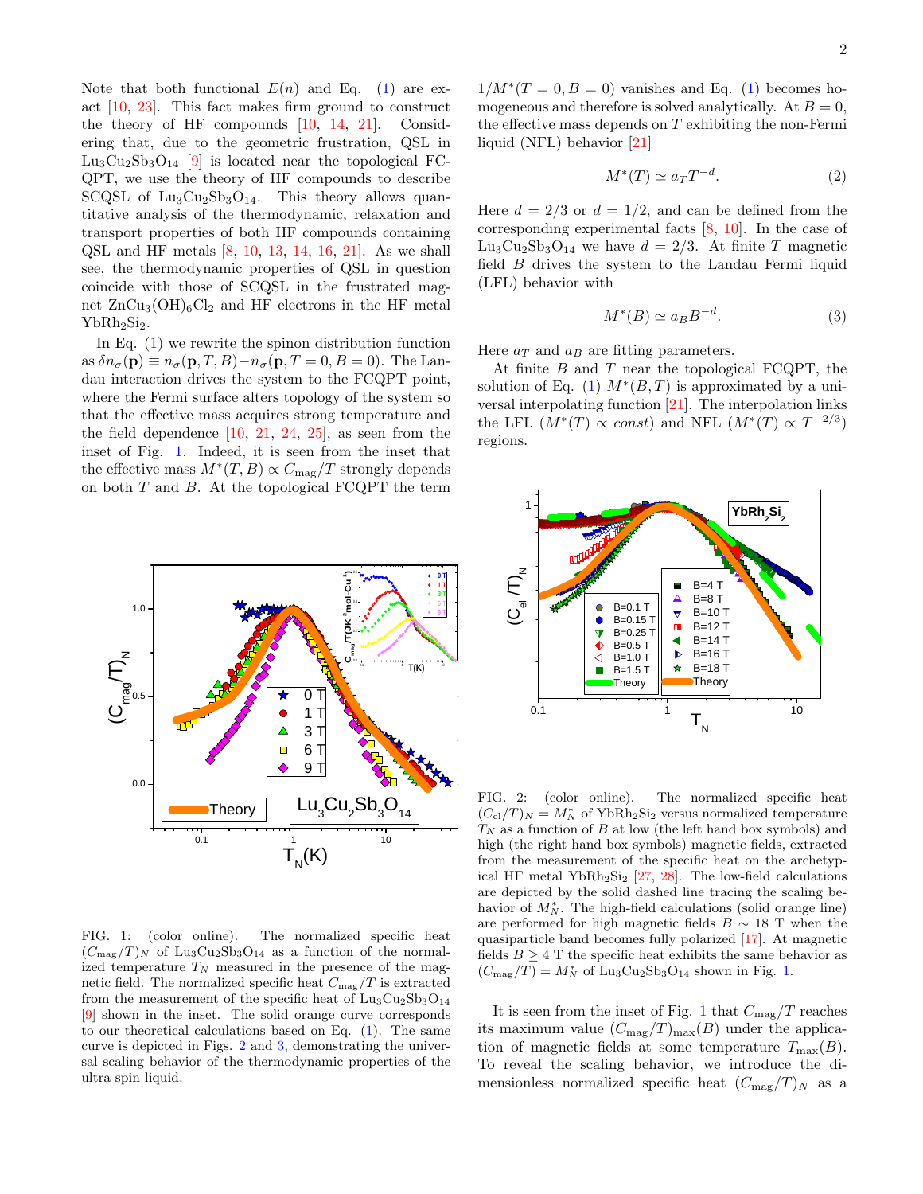Note that both functional $E(n)$ and Eq. (1) are exact [10, 23]. This fact makes firm ground to construct the theory of HF compounds [10, 14, 21]. Considering that, due to the geometric frustration, QSL in $Lu_3Cu_2Sb_3O_{14}$ [9] is located near the topological FCQPT, we use the theory of HF compounds to describe SCQSL of $Lu_3Cu_2Sb_3O_{14}$. This theory allows quantitative analysis of the thermodynamic, relaxation and transport properties of both HF compounds containing QSL and HF metals [8, 10, 13, 14, 16, 21]. As we shall see, the thermodynamic properties of QSL in question coincide with those of SCQSL in the frustrated magnet $ZnCu_3(OH)_6Cl_2$ and HF electrons in the HF metal $YbRh_2Si_2$.

In Eq. (1) we rewrite the spinon distribution function as $\delta n_\sigma(\mathbf{p}) \equiv n_\sigma(\mathbf{p},T,B) - n_\sigma(\mathbf{p},T=0,B=0)$. The Landau interaction drives the system to the FCQPT point, where the Fermi surface alters topology of the system so that the effective mass acquires strong temperature and the field dependence [10, 21, 24, 25], as seen from the inset of Fig. 1. Indeed, it is seen from the inset that the effective mass $M^*(T,B) \propto C_{\rm mag}/T$ strongly depends on both $T$ and $B$. At the topological FCQPT the term $1/M^*(T=0,B=0)$ vanishes and Eq. (1) becomes homogeneous and therefore is solved analytically. At $B=0$, the effective mass depends on $T$ exhibiting the non-Fermi liquid (NFL) behavior [21]

$$M^*(T) \simeq a_T T^{-d}. \tag{2}$$

Here $d = 2/3$ or $d = 1/2$, and can be defined from the corresponding experimental facts [8, 10]. In the case of $Lu_3Cu_2Sb_3O_{14}$ we have $d = 2/3$. At finite $T$ magnetic field $B$ drives the system to the Landau Fermi liquid (LFL) behavior with

$$M^*(B) \simeq a_B B^{-d}. \tag{3}$$

Here $a_T$ and $a_B$ are fitting parameters.

At finite $B$ and $T$ near the topological FCQPT, the solution of Eq. (1) $M^*(B,T)$ is approximated by a universal interpolating function [21]. The interpolation links the LFL ($M^*(T) \propto const$) and NFL ($M^*(T) \propto T^{-2/3}$) regions.

FIG. 1: (color online). The normalized specific heat $(C_{\rm mag}/T)_N$ of $Lu_3Cu_2Sb_3O_{14}$ as a function of the normalized temperature $T_N$ measured in the presence of the magnetic field. The normalized specific heat $C_{\rm mag}/T$ is extracted from the measurement of the specific heat of $Lu_3Cu_2Sb_3O_{14}$ [9] shown in the inset. The solid orange curve corresponds to our theoretical calculations based on Eq. (1). The same curve is depicted in Figs. 2 and 3, demonstrating the universal scaling behavior of the thermodynamic properties of the ultra spin liquid.

FIG. 2: (color online). The normalized specific heat $(C_{\rm el}/T)_N = M^*_N$ of $YbRh_2Si_2$ versus normalized temperature $T_N$ as a function of $B$ at low (the left hand box symbols) and high (the right hand box symbols) magnetic fields, extracted from the measurement of the specific heat on the archetypical HF metal $YbRh_2Si_2$ [27, 28]. The low-field calculations are depicted by the solid dashed line tracing the scaling behavior of $M^*_N$. The high-field calculations (solid orange line) are performed for high magnetic fields $B \sim 18$ T when the quasiparticle band becomes fully polarized [17]. At magnetic fields $B \geq 4$ T the specific heat exhibits the same behavior as $(C_{\rm mag}/T) = M^*_N$ of $Lu_3Cu_2Sb_3O_{14}$ shown in Fig. 1.

It is seen from the inset of Fig. 1 that $C_{\rm mag}/T$ reaches its maximum value $(C_{\rm mag}/T)_{\rm max}(B)$ under the application of magnetic fields at some temperature $T_{\rm max}(B)$. To reveal the scaling behavior, we introduce the dimensionless normalized specific heat $(C_{\rm mag}/T)_N$ as a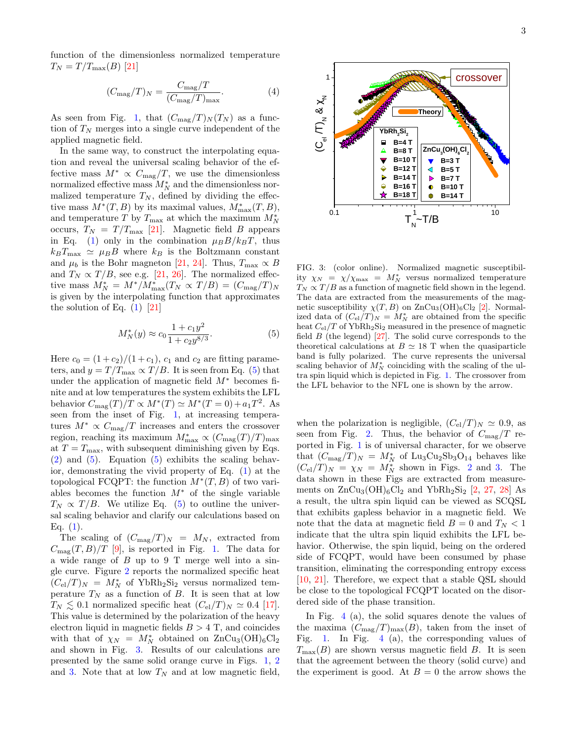function of the dimensionless normalized temperature $T_N = T/T_{\max}(B)$ [21]

$$(C_{\rm mag}/T)_N = \frac{C_{\rm mag}/T}{(C_{\rm mag}/T)_{\max}}. \quad (4)$$

As seen from Fig. 1, that $(C_{\rm mag}/T)_N(T_N)$ as a function of $T_N$ merges into a single curve independent of the applied magnetic field.

In the same way, to construct the interpolating equation and reveal the universal scaling behavior of the effective mass $M^* \propto C_{\rm mag}/T$, we use the dimensionless normalized effective mass $M^*_N$ and the dimensionless normalized temperature $T_N$, defined by dividing the effective mass $M^*(T,B)$ by its maximal values, $M^*_{\max}(T,B)$, and temperature $T$ by $T_{\max}$ at which the maximum $M^*_N$ occurs, $T_N = T/T_{\max}$ [21]. Magnetic field $B$ appears in Eq. (1) only in the combination $\mu_B B/k_B T$, thus $k_B T_{\max} \simeq \mu_B B$ where $k_B$ is the Boltzmann constant and $\mu_b$ is the Bohr magneton [21, 24]. Thus, $T_{\max} \propto B$ and $T_N \propto T/B$, see e.g. [21, 26]. The normalized effective mass $M^*_N = M^*/M^*_{\max}(T_N \propto T/B) = (C_{\rm mag}/T)_N$ is given by the interpolating function that approximates the solution of Eq. (1) [21]

$$M^*_N(y) \approx c_0 \frac{1+c_1 y^2}{1+c_2 y^{8/3}}. \quad (5)$$

Here $c_0 = (1+c_2)/(1+c_1)$, $c_1$ and $c_2$ are fitting parameters, and $y = T/T_{\max} \propto T/B$. It is seen from Eq. (5) that under the application of magnetic field $M^*$ becomes finite and at low temperatures the system exhibits the LFL behavior $C_{\rm mag}(T) / T \propto M^*(T) \simeq M^*(T=0) + a_1 T^2$. As seen from the inset of Fig. 1, at increasing temperatures $M^* \propto C_{\rm mag}/T$ increases and enters the crossover region, reaching its maximum $M^*_{\max} \propto (C_{\rm mag}(T)/T)_{\max}$ at $T = T_{\max}$, with subsequent diminishing given by Eqs. (2) and (5). Equation (5) exhibits the scaling behavior, demonstrating the vivid property of Eq. (1) at the topological FCQPT: the function $M^*(T,B)$ of two variables becomes the function $M^*$ of the single variable $T_N \propto T/B$. We utilize Eq. (5) to outline the universal scaling behavior and clarify our calculations based on Eq. (1).

The scaling of $(C_{\rm mag}/T)_N = M_N$, extracted from $C_{\rm mag}(T,B)/T$ [9], is reported in Fig. 1. The data for a wide range of $B$ up to 9 T merge well into a single curve. Figure 2 reports the normalized specific heat $(C_{\rm el}/T)_N = M^*_N$ of $YbRh_2Si_2$ versus normalized temperature $T_N$ as a function of $B$. It is seen that at low $T_N \lesssim 0.1$ normalized specific heat $(C_{\rm el}/T)_N \simeq 0.4$ [17]. This value is determined by the polarization of the heavy electron liquid in magnetic fields $B > 4$ T, and coincides with that of $\chi_N = M^*_N$ obtained on $ZnCu_3(OH)_6Cl_2$ and shown in Fig. 3. Results of our calculations are presented by the same solid orange curve in Figs. 1, 2 and 3. Note that at low $T_N$ and at low magnetic field, when the polarization is negligible, $(C_{\rm el}/T)_N \simeq 0.9$, as seen from Fig. 2. Thus, the behavior of $C_{\rm mag}/T$ reported in Fig. 1 is of universal character, for we observe that $(C_{\rm mag}/T)_N = M^*_N$ of $Lu_3Cu_2Sb_3O_{14}$ behaves like $(C_{\rm el}/T)_N = \chi_N = M^*_N$ shown in Figs. 2 and 3. The data shown in these Figs are extracted from measurements on $ZnCu_3(OH)_6Cl_2$ and $YbRh_2Si_2$ [2, 27, 28] As a result, the ultra spin liquid can be viewed as SCQSL that exhibits gapless behavior in a magnetic field. We note that the data at magnetic field $B = 0$ and $T_N < 1$ indicate that the ultra spin liquid exhibits the LFL behavior. Otherwise, the spin liquid, being on the ordered side of FCQPT, would have been consumed by phase transition, eliminating the corresponding entropy excess [10, 21]. Therefore, we expect that a stable QSL should be close to the topological FCQPT located on the disordered side of the phase transition.

FIG. 3: (color online). Normalized magnetic susceptibility $\chi_N = \chi/\chi_{\max} = M^*_N$ versus normalized temperature $T_N \propto T/B$ as a function of magnetic field shown in the legend. The data are extracted from the measurements of the magnetic susceptibility $\chi(T,B)$ on $ZnCu_3(OH)_6Cl_2$ [2]. Normalized data of $(C_{\rm el}/T)_N = M^*_N$ are obtained from the specific heat $C_{\rm el}/T$ of $YbRh_2Si_2$ measured in the presence of magnetic field $B$ (the legend) [27]. The solid curve corresponds to the theoretical calculations at $B \simeq 18$ T when the quasiparticle band is fully polarized. The curve represents the universal scaling behavior of $M^*_N$ coinciding with the scaling of the ultra spin liquid which is depicted in Fig. 1. The crossover from the LFL behavior to the NFL one is shown by the arrow.

In Fig. 4 (a), the solid squares denote the values of the maxima $(C_{\rm mag}/T)_{\max}(B)$, taken from the inset of Fig. 1. In Fig. 4 (a), the corresponding values of $T_{\max}(B)$ are shown versus magnetic field $B$. It is seen that the agreement between the theory (solid curve) and the experiment is good. At $B = 0$ the arrow shows the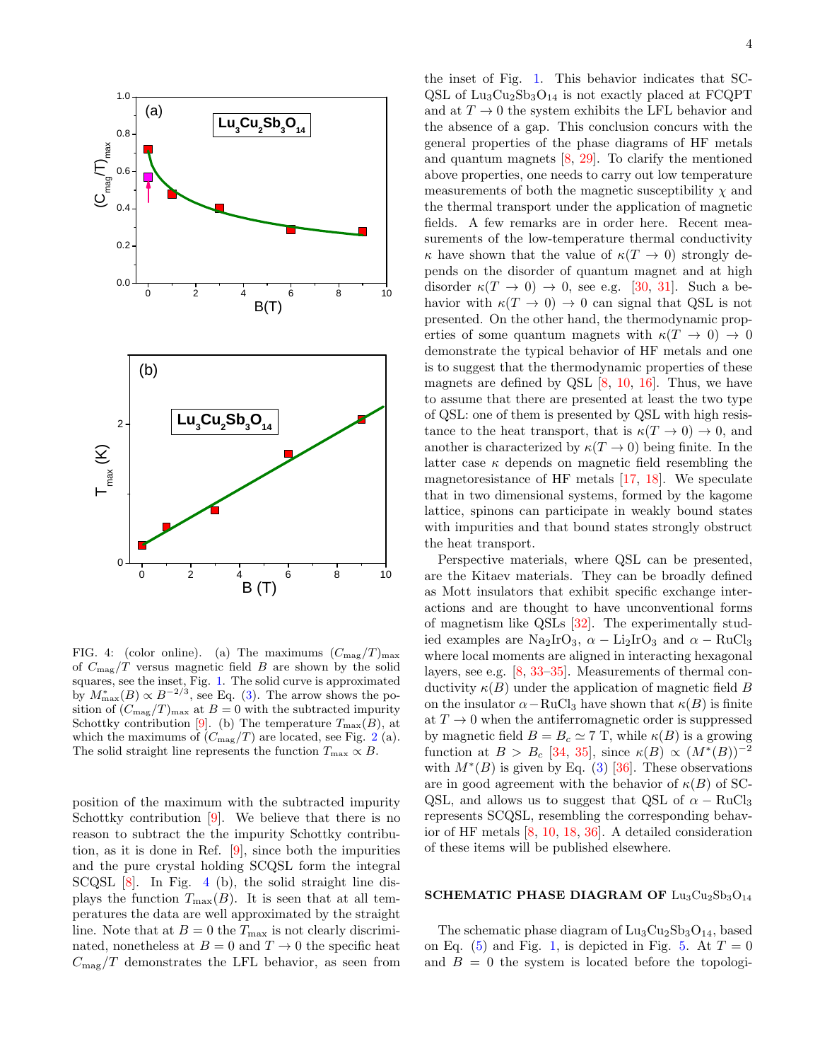FIG. 4: (color online). (a) The maximums $(C_{\rm mag}/T)_{\rm max}$ of $C_{\rm mag}/T$ versus magnetic field $B$ are shown by the solid squares, see the inset, Fig. 1. The solid curve is approximated by $M^*_{\rm max}(B) \propto B^{-2/3}$, see Eq. (3). The arrow shows the position of $(C_{\rm mag}/T)_{\rm max}$ at $B = 0$ with the subtracted impurity Schottky contribution [9]. (b) The temperature $T_{\rm max}(B)$, at which the maximums of $(C_{\rm mag}/T)$ are located, see Fig. 2 (a). The solid straight line represents the function $T_{\rm max} \propto B$.

position of the maximum with the subtracted impurity Schottky contribution [9]. We believe that there is no reason to subtract the the impurity Schottky contribution, as it is done in Ref. [9], since both the impurities and the pure crystal holding SCQSL form the integral SCQSL [8]. In Fig. 4 (b), the solid straight line displays the function $T_{\rm max}(B)$. It is seen that at all temperatures the data are well approximated by the straight line. Note that at $B = 0$ the $T_{\rm max}$ is not clearly discriminated, nonetheless at $B = 0$ and $T \to 0$ the specific heat $C_{\rm mag}/T$ demonstrates the LFL behavior, as seen from the inset of Fig. 1. This behavior indicates that SCQSL of $Lu_3Cu_2Sb_3O_{14}$ is not exactly placed at FCQPT and at $T \to 0$ the system exhibits the LFL behavior and the absence of a gap. This conclusion concurs with the general properties of the phase diagrams of HF metals and quantum magnets [8, 29]. To clarify the mentioned above properties, one needs to carry out low temperature measurements of both the magnetic susceptibility $\chi$ and the thermal transport under the application of magnetic fields. A few remarks are in order here. Recent measurements of the low-temperature thermal conductivity $\kappa$ have shown that the value of $\kappa(T \to 0)$ strongly depends on the disorder of quantum magnet and at high disorder $\kappa(T \to 0) \to 0$, see e.g. [30, 31]. Such a behavior with $\kappa(T \to 0) \to 0$ can signal that QSL is not presented. On the other hand, the thermodynamic properties of some quantum magnets with $\kappa(T \to 0) \to 0$ demonstrate the typical behavior of HF metals and one is to suggest that the thermodynamic properties of these magnets are defined by QSL [8, 10, 16]. Thus, we have to assume that there are presented at least the two type of QSL: one of them is presented by QSL with high resistance to the heat transport, that is $\kappa(T \to 0) \to 0$, and another is characterized by $\kappa(T \to 0)$ being finite. In the latter case $\kappa$ depends on magnetic field resembling the magnetoresistance of HF metals [17, 18]. We speculate that in two dimensional systems, formed by the kagome lattice, spinons can participate in weakly bound states with impurities and that bound states strongly obstruct the heat transport.

Perspective materials, where QSL can be presented, are the Kitaev materials. They can be broadly defined as Mott insulators that exhibit specific exchange interactions and are thought to have unconventional forms of magnetism like QSLs [32]. The experimentally studied examples are $Na_2IrO_3$, $\alpha - Li_2IrO_3$ and $\alpha - RuCl_3$ where local moments are aligned in interacting hexagonal layers, see e.g. [8, 33–35]. Measurements of thermal conductivity $\kappa(B)$ under the application of magnetic field $B$ on the insulator $\alpha - RuCl_3$ have shown that $\kappa(B)$ is finite at $T \to 0$ when the antiferromagnetic order is suppressed by magnetic field $B = B_c \simeq 7$ T, while $\kappa(B)$ is a growing function at $B > B_c$ [34, 35], since $\kappa(B) \propto (M^*(B))^{-2}$ with $M^*(B)$ is given by Eq. (3) [36]. These observations are in good agreement with the behavior of $\kappa(B)$ of SCQSL, and allows us to suggest that QSL of $\alpha - RuCl_3$ represents SCQSL, resembling the corresponding behavior of HF metals [8, 10, 18, 36]. A detailed consideration of these items will be published elsewhere.

## SCHEMATIC PHASE DIAGRAM OF $Lu_3Cu_2Sb_3O_{14}$

The schematic phase diagram of $Lu_3Cu_2Sb_3O_{14}$, based on Eq. (5) and Fig. 1, is depicted in Fig. 5. At $T = 0$ and $B = 0$ the system is located before the topologi-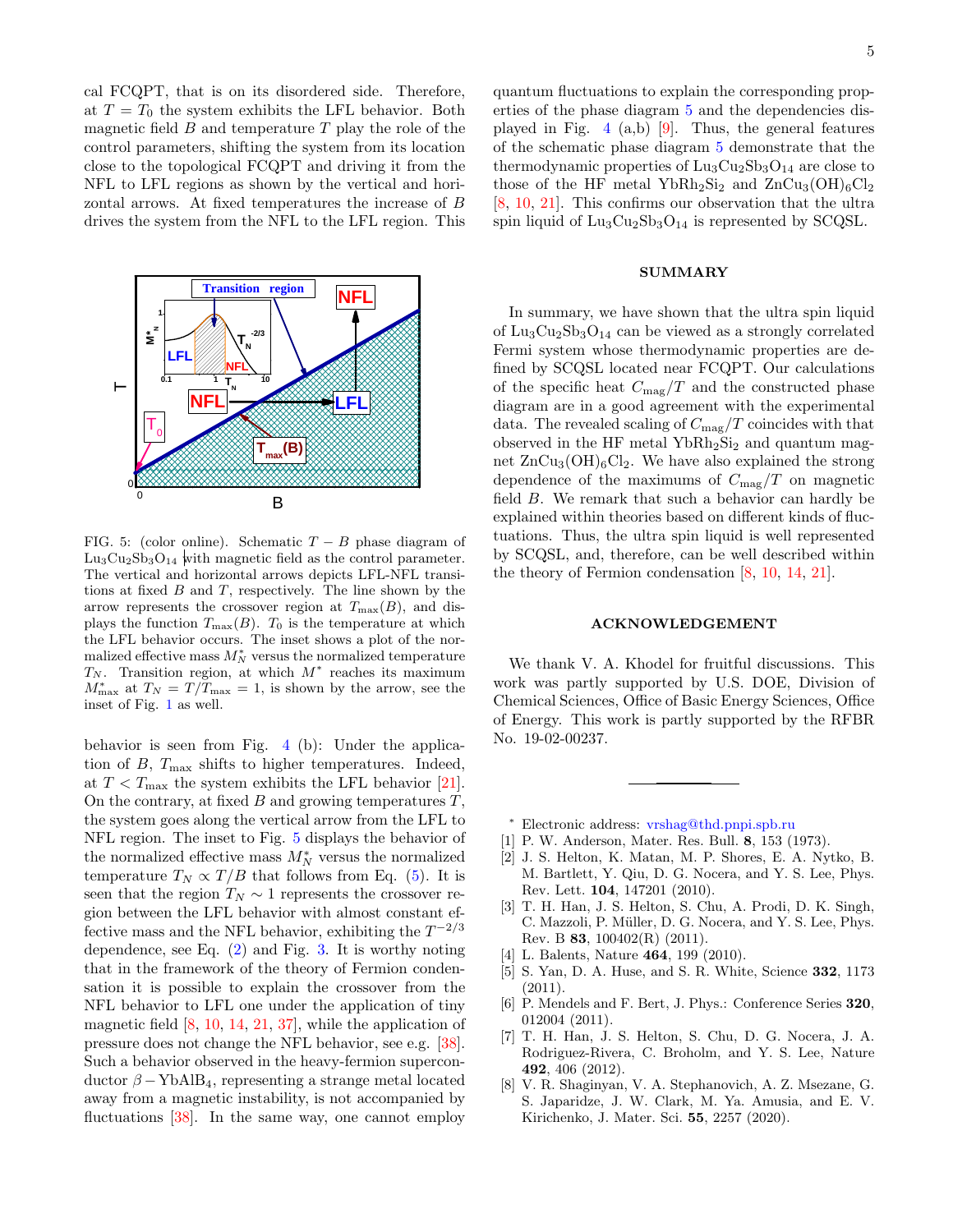cal FCQPT, that is on its disordered side. Therefore, at $T = T_0$ the system exhibits the LFL behavior. Both magnetic field $B$ and temperature $T$ play the role of the control parameters, shifting the system from its location close to the topological FCQPT and driving it from the NFL to LFL regions as shown by the vertical and horizontal arrows. At fixed temperatures the increase of $B$ drives the system from the NFL to the LFL region. This behavior is seen from Fig. 4 (b): Under the application of $B$, $T_{\max}$ shifts to higher temperatures. Indeed, at $T < T_{\max}$ the system exhibits the LFL behavior [21]. On the contrary, at fixed $B$ and growing temperatures $T$, the system goes along the vertical arrow from the LFL to NFL region. The inset to Fig. 5 displays the behavior of the normalized effective mass $M^*_N$ versus the normalized temperature $T_N \propto T/B$ that follows from Eq. (5). It is seen that the region $T_N \sim 1$ represents the crossover region between the LFL behavior with almost constant effective mass and the NFL behavior, exhibiting the $T^{-2/3}$ dependence, see Eq. (2) and Fig. 3. It is worthy noting that in the framework of the theory of Fermion condensation it is possible to explain the crossover from the NFL behavior to LFL one under the application of tiny magnetic field [8, 10, 14, 21, 37], while the application of pressure does not change the NFL behavior, see e.g. [38]. Such a behavior observed in the heavy-fermion superconductor $\beta-\mathrm{YbAlB}_4$, representing a strange metal located away from a magnetic instability, is not accompanied by fluctuations [38]. In the same way, one cannot employ quantum fluctuations to explain the corresponding properties of the phase diagram 5 and the dependencies displayed in Fig. 4 (a,b) [9]. Thus, the general features of the schematic phase diagram 5 demonstrate that the thermodynamic properties of $\mathrm{Lu_3Cu_2Sb_3O_{14}}$ are close to those of the HF metal $\mathrm{YbRh_2Si_2}$ and $\mathrm{ZnCu_3(OH)_6Cl_2}$ [8, 10, 21]. This confirms our observation that the ultra spin liquid of $\mathrm{Lu_3Cu_2Sb_3O_{14}}$ is represented by SCQSL.

FIG. 5: (color online). Schematic $T-B$ phase diagram of $\mathrm{Lu_3Cu_2Sb_3O_{14}}$ with magnetic field as the control parameter. The vertical and horizontal arrows depicts LFL-NFL transitions at fixed $B$ and $T$, respectively. The line shown by the arrow represents the crossover region at $T_{\max}(B)$, and displays the function $T_{\max}(B)$. $T_0$ is the temperature at which the LFL behavior occurs. The inset shows a plot of the normalized effective mass $M^*_N$ versus the normalized temperature $T_N$. Transition region, at which $M^*$ reaches its maximum $M^*_{\max}$ at $T_N = T/T_{\max} = 1$, is shown by the arrow, see the inset of Fig. 1 as well.

## SUMMARY

In summary, we have shown that the ultra spin liquid of $\mathrm{Lu_3Cu_2Sb_3O_{14}}$ can be viewed as a strongly correlated Fermi system whose thermodynamic properties are defined by SCQSL located near FCQPT. Our calculations of the specific heat $C_{\mathrm{mag}}/T$ and the constructed phase diagram are in a good agreement with the experimental data. The revealed scaling of $C_{\mathrm{mag}}/T$ coincides with that observed in the HF metal $\mathrm{YbRh_2Si_2}$ and quantum magnet $\mathrm{ZnCu_3(OH)_6Cl_2}$. We have also explained the strong dependence of the maximums of $C_{\mathrm{mag}}/T$ on magnetic field $B$. We remark that such a behavior can hardly be explained within theories based on different kinds of fluctuations. Thus, the ultra spin liquid is well represented by SCQSL, and, therefore, can be well described within the theory of Fermion condensation [8, 10, 14, 21].

## ACKNOWLEDGEMENT

We thank V. A. Khodel for fruitful discussions. This work was partly supported by U.S. DOE, Division of Chemical Sciences, Office of Basic Energy Sciences, Office of Energy. This work is partly supported by the RFBR No. 19-02-00237.

---

* Electronic address: vrshag@thd.pnpi.spb.ru

[1] P. W. Anderson, Mater. Res. Bull. **8**, 153 (1973).

[2] J. S. Helton, K. Matan, M. P. Shores, E. A. Nytko, B. M. Bartlett, Y. Qiu, D. G. Nocera, and Y. S. Lee, Phys. Rev. Lett. **104**, 147201 (2010).

[3] T. H. Han, J. S. Helton, S. Chu, A. Prodi, D. K. Singh, C. Mazzoli, P. Müller, D. G. Nocera, and Y. S. Lee, Phys. Rev. B **83**, 100402(R) (2011).

[4] L. Balents, Nature **464**, 199 (2010).

[5] S. Yan, D. A. Huse, and S. R. White, Science **332**, 1173 (2011).

[6] P. Mendels and F. Bert, J. Phys.: Conference Series **320**, 012004 (2011).

[7] T. H. Han, J. S. Helton, S. Chu, D. G. Nocera, J. A. Rodriguez-Rivera, C. Broholm, and Y. S. Lee, Nature **492**, 406 (2012).

[8] V. R. Shaginyan, V. A. Stephanovich, A. Z. Msezane, G. S. Japaridze, J. W. Clark, M. Ya. Amusia, and E. V. Kirichenko, J. Mater. Sci. **55**, 2257 (2020).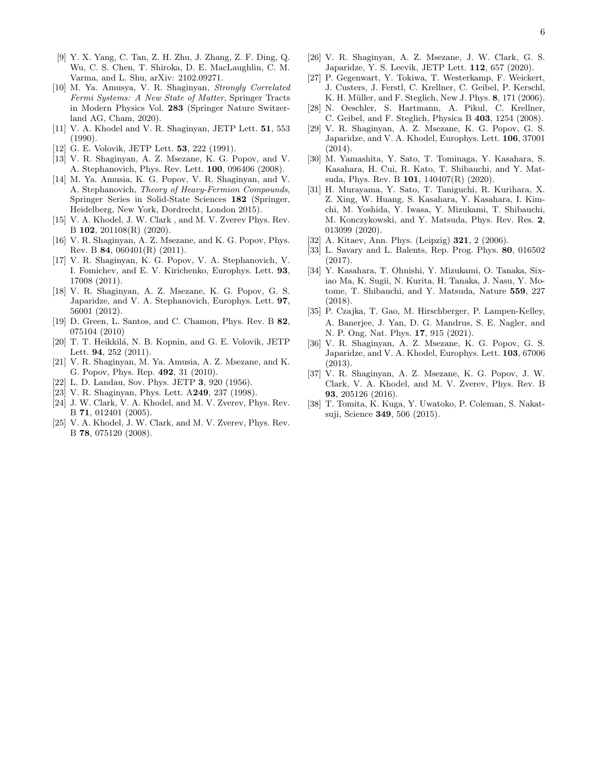[9] Y. X. Yang, C. Tan, Z. H. Zhu, J. Zhang, Z. F. Ding, Q. Wu, C. S. Chen, T. Shiroka, D. E. MacLaughlin, C. M. Varma, and L. Shu, arXiv: 2102.09271.

[10] M. Ya. Amusya, V. R. Shaginyan, *Strongly Correlated Fermi Systems: A New State of Matter*, Springer Tracts in Modern Physics Vol. **283** (Springer Nature Switzerland AG, Cham, 2020).

[11] V. A. Khodel and V. R. Shaginyan, JETP Lett. **51**, 553 (1990).

[12] G. E. Volovik, JETP Lett. **53**, 222 (1991).

[13] V. R. Shaginyan, A. Z. Msezane, K. G. Popov, and V. A. Stephanovich, Phys. Rev. Lett. **100**, 096406 (2008).

[14] M. Ya. Amusia, K. G. Popov, V. R. Shaginyan, and V. A. Stephanovich, *Theory of Heavy-Fermion Compounds*, Springer Series in Solid-State Sciences **182** (Springer, Heidelberg, New York, Dordrecht, London 2015).

[15] V. A. Khodel, J. W. Clark , and M. V. Zverev Phys. Rev. B **102**, 201108(R) (2020).

[16] V. R. Shaginyan, A. Z. Msezane, and K. G. Popov, Phys. Rev. B **84**, 060401(R) (2011).

[17] V. R. Shaginyan, K. G. Popov, V. A. Stephanovich, V. I. Fomichev, and E. V. Kirichenko, Europhys. Lett. **93**, 17008 (2011).

[18] V. R. Shaginyan, A. Z. Msezane, K. G. Popov, G. S. Japaridze, and V. A. Stephanovich, Europhys. Lett. **97**, 56001 (2012).

[19] D. Green, L. Santos, and C. Chamon, Phys. Rev. B **82**, 075104 (2010)

[20] T. T. Heikkilá, N. B. Kopnin, and G. E. Volovik, JETP Lett. **94**, 252 (2011).

[21] V. R. Shaginyan, M. Ya. Amusia, A. Z. Msezane, and K. G. Popov, Phys. Rep. **492**, 31 (2010).

[22] L. D. Landau, Sov. Phys. JETP **3**, 920 (1956).

[23] V. R. Shaginyan, Phys. Lett. A**249**, 237 (1998).

[24] J. W. Clark, V. A. Khodel, and M. V. Zverev, Phys. Rev. B **71**, 012401 (2005).

[25] V. A. Khodel, J. W. Clark, and M. V. Zverev, Phys. Rev. B **78**, 075120 (2008).

[26] V. R. Shaginyan, A. Z. Msezane, J. W. Clark, G. S. Japaridze, Y. S. Leevik, JETP Lett. **112**, 657 (2020).

[27] P. Gegenwart, Y. Tokiwa, T. Westerkamp, F. Weickert, J. Custers, J. Ferstl, C. Krellner, C. Geibel, P. Kerschl, K. H. Müller, and F. Steglich, New J. Phys. **8**, 171 (2006).

[28] N. Oeschler, S. Hartmann, A. Pikul, C. Krellner, C. Geibel, and F. Steglich, Physica B **403**, 1254 (2008).

[29] V. R. Shaginyan, A. Z. Msezane, K. G. Popov, G. S. Japaridze, and V. A. Khodel, Europhys. Lett. **106**, 37001 (2014).

[30] M. Yamashita, Y. Sato, T. Tominaga, Y. Kasahara, S. Kasahara, H. Cui, R. Kato, T. Shibauchi, and Y. Matsuda, Phys. Rev. B **101**, 140407(R) (2020).

[31] H. Murayama, Y. Sato, T. Taniguchi, R. Kurihara, X. Z. Xing, W. Huang, S. Kasahara, Y. Kasahara, I. Kimchi, M. Yoshida, Y. Iwasa, Y. Mizukami, T. Shibauchi, M. Konczykowski, and Y. Matsuda, Phys. Rev. Res. **2**, 013099 (2020).

[32] A. Kitaev, Ann. Phys. (Leipzig) **321**, 2 (2006).

[33] L. Savary and L. Balents, Rep. Prog. Phys. **80**, 016502 (2017).

[34] Y. Kasahara, T. Ohnishi, Y. Mizukami, O. Tanaka, Sixiao Ma, K. Sugii, N. Kurita, H. Tanaka, J. Nasu, Y. Motome, T. Shibauchi, and Y. Matsuda, Nature **559**, 227 (2018).

[35] P. Czajka, T. Gao, M. Hirschberger, P. Lampen-Kelley, A. Banerjee, J. Yan, D. G. Mandrus, S. E. Nagler, and N. P. Ong, Nat. Phys. **17**, 915 (2021).

[36] V. R. Shaginyan, A. Z. Msezane, K. G. Popov, G. S. Japaridze, and V. A. Khodel, Europhys. Lett. **103**, 67006 (2013).

[37] V. R. Shaginyan, A. Z. Msezane, K. G. Popov, J. W. Clark, V. A. Khodel, and M. V. Zverev, Phys. Rev. B **93**, 205126 (2016).

[38] T. Tomita, K. Kuga, Y. Uwatoko, P. Coleman, S. Nakatsuji, Science **349**, 506 (2015).